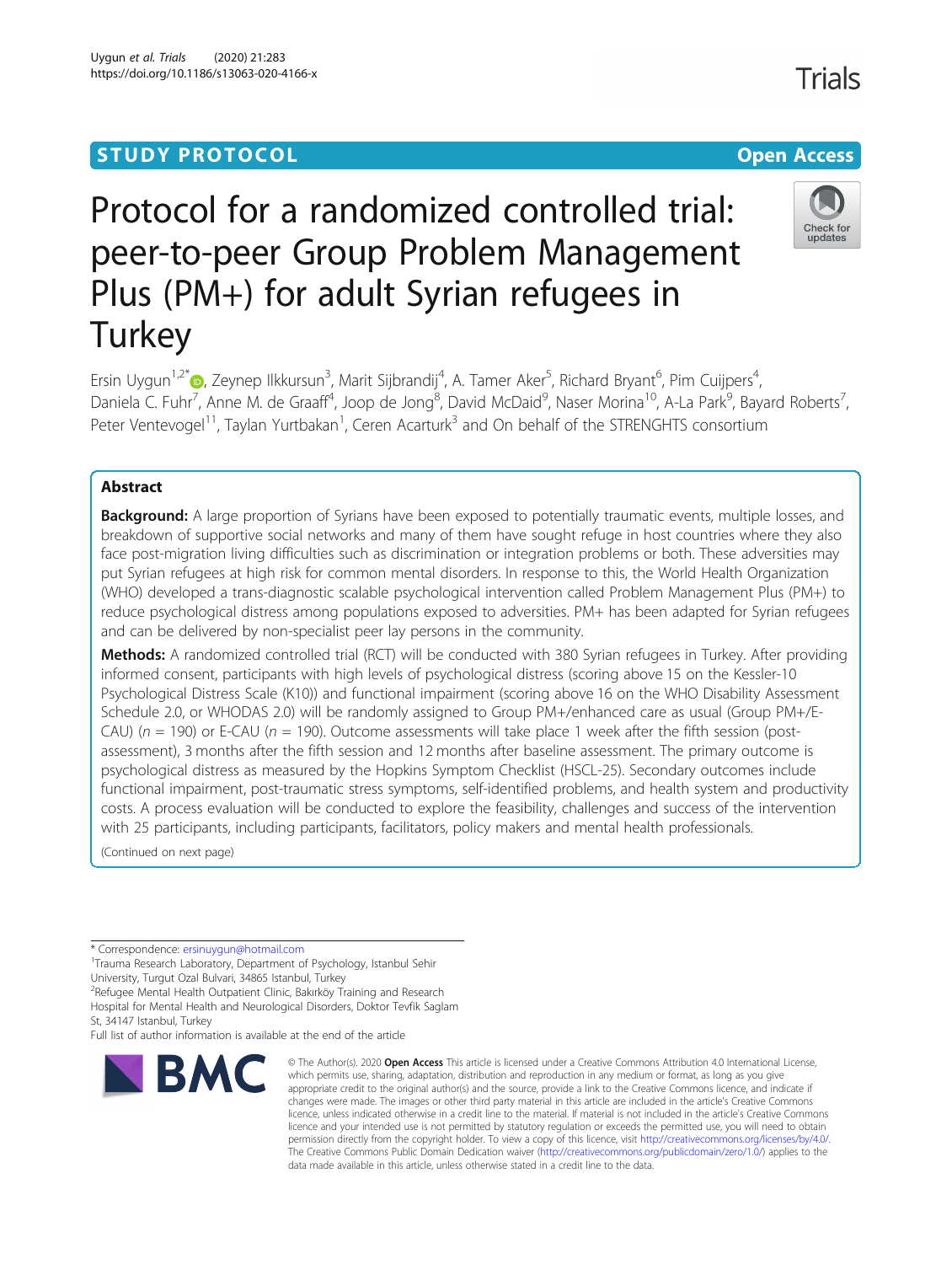STUDY PROTOCOL Open Access

# Protocol for a randomized controlled trial: peer-to-peer Group Problem Management Plus (PM+) for adult Syrian refugees in Turkey

Ersin Uygun[1,2*], Zeynep Ilkkursun[3], Marit Sijbrandij[4], A. Tamer Aker[5], Richard Bryant[6], Pim Cuijpers[4], Daniela C. Fuhr[7], Anne M. de Graaff[4], Joop de Jong[8], David McDaid[9], Naser Morina[10], A-La Park[9], Bayard Roberts[7], Peter Ventevogel[11], Taylan Yurtbakan[1], Ceren Acarturk[3] and On behalf of the STRENGHTS consortium

## Abstract

**Background:** A large proportion of Syrians have been exposed to potentially traumatic events, multiple losses, and breakdown of supportive social networks and many of them have sought refuge in host countries where they also face post-migration living difficulties such as discrimination or integration problems or both. These adversities may put Syrian refugees at high risk for common mental disorders. In response to this, the World Health Organization (WHO) developed a trans-diagnostic scalable psychological intervention called Problem Management Plus (PM+) to reduce psychological distress among populations exposed to adversities. PM+ has been adapted for Syrian refugees and can be delivered by non-specialist peer lay persons in the community.

**Methods:** A randomized controlled trial (RCT) will be conducted with 380 Syrian refugees in Turkey. After providing informed consent, participants with high levels of psychological distress (scoring above 15 on the Kessler-10 Psychological Distress Scale (K10)) and functional impairment (scoring above 16 on the WHO Disability Assessment Schedule 2.0, or WHODAS 2.0) will be randomly assigned to Group PM+/enhanced care as usual (Group PM+/E-CAU) ($n$ = 190) or E-CAU ($n$ = 190). Outcome assessments will take place 1 week after the fifth session (post-assessment), 3 months after the fifth session and 12 months after baseline assessment. The primary outcome is psychological distress as measured by the Hopkins Symptom Checklist (HSCL-25). Secondary outcomes include functional impairment, post-traumatic stress symptoms, self-identified problems, and health system and productivity costs. A process evaluation will be conducted to explore the feasibility, challenges and success of the intervention with 25 participants, including participants, facilitators, policy makers and mental health professionals.

(Continued on next page)

* Correspondence: ersinuygun@hotmail.com

[1]Trauma Research Laboratory, Department of Psychology, Istanbul Sehir University, Turgut Ozal Bulvari, 34865 Istanbul, Turkey

[2]Refugee Mental Health Outpatient Clinic, Bakırköy Training and Research Hospital for Mental Health and Neurological Disorders, Doktor Tevfik Saglam St, 34147 Istanbul, Turkey

Full list of author information is available at the end of the article

© The Author(s). 2020 **Open Access** This article is licensed under a Creative Commons Attribution 4.0 International License, which permits use, sharing, adaptation, distribution and reproduction in any medium or format, as long as you give appropriate credit to the original author(s) and the source, provide a link to the Creative Commons licence, and indicate if changes were made. The images or other third party material in this article are included in the article's Creative Commons licence, unless indicated otherwise in a credit line to the material. If material is not included in the article's Creative Commons licence and your intended use is not permitted by statutory regulation or exceeds the permitted use, you will need to obtain permission directly from the copyright holder. To view a copy of this licence, visit http://creativecommons.org/licenses/by/4.0/. The Creative Commons Public Domain Dedication waiver (http://creativecommons.org/publicdomain/zero/1.0/) applies to the data made available in this article, unless otherwise stated in a credit line to the data.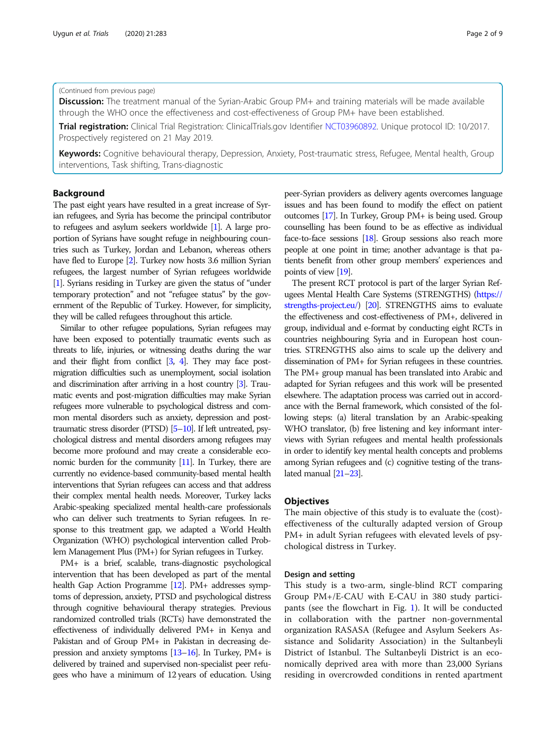(Continued from previous page)

**Discussion:** The treatment manual of the Syrian-Arabic Group PM+ and training materials will be made available through the WHO once the effectiveness and cost-effectiveness of Group PM+ have been established.

**Trial registration:** Clinical Trial Registration: ClinicalTrials.gov Identifier NCT03960892. Unique protocol ID: 10/2017. Prospectively registered on 21 May 2019.

**Keywords:** Cognitive behavioural therapy, Depression, Anxiety, Post-traumatic stress, Refugee, Mental health, Group interventions, Task shifting, Trans-diagnostic

## Background

The past eight years have resulted in a great increase of Syrian refugees, and Syria has become the principal contributor to refugees and asylum seekers worldwide [1]. A large proportion of Syrians have sought refuge in neighbouring countries such as Turkey, Jordan and Lebanon, whereas others have fled to Europe [2]. Turkey now hosts 3.6 million Syrian refugees, the largest number of Syrian refugees worldwide [1]. Syrians residing in Turkey are given the status of "under temporary protection" and not "refugee status" by the government of the Republic of Turkey. However, for simplicity, they will be called refugees throughout this article.

Similar to other refugee populations, Syrian refugees may have been exposed to potentially traumatic events such as threats to life, injuries, or witnessing deaths during the war and their flight from conflict [3, 4]. They may face post-migration difficulties such as unemployment, social isolation and discrimination after arriving in a host country [3]. Traumatic events and post-migration difficulties may make Syrian refugees more vulnerable to psychological distress and common mental disorders such as anxiety, depression and post-traumatic stress disorder (PTSD) [5–10]. If left untreated, psychological distress and mental disorders among refugees may become more profound and may create a considerable economic burden for the community [11]. In Turkey, there are currently no evidence-based community-based mental health interventions that Syrian refugees can access and that address their complex mental health needs. Moreover, Turkey lacks Arabic-speaking specialized mental health-care professionals who can deliver such treatments to Syrian refugees. In response to this treatment gap, we adapted a World Health Organization (WHO) psychological intervention called Problem Management Plus (PM+) for Syrian refugees in Turkey.

PM+ is a brief, scalable, trans-diagnostic psychological intervention that has been developed as part of the mental health Gap Action Programme [12]. PM+ addresses symptoms of depression, anxiety, PTSD and psychological distress through cognitive behavioural therapy strategies. Previous randomized controlled trials (RCTs) have demonstrated the effectiveness of individually delivered PM+ in Kenya and Pakistan and of Group PM+ in Pakistan in decreasing depression and anxiety symptoms [13–16]. In Turkey, PM+ is delivered by trained and supervised non-specialist peer refugees who have a minimum of 12 years of education. Using peer-Syrian providers as delivery agents overcomes language issues and has been found to modify the effect on patient outcomes [17]. In Turkey, Group PM+ is being used. Group counselling has been found to be as effective as individual face-to-face sessions [18]. Group sessions also reach more people at one point in time; another advantage is that patients benefit from other group members' experiences and points of view [19].

The present RCT protocol is part of the larger Syrian Refugees Mental Health Care Systems (STRENGTHS) (https://strengths-project.eu/) [20]. STRENGTHS aims to evaluate the effectiveness and cost-effectiveness of PM+, delivered in group, individual and e-format by conducting eight RCTs in countries neighbouring Syria and in European host countries. STRENGTHS also aims to scale up the delivery and dissemination of PM+ for Syrian refugees in these countries. The PM+ group manual has been translated into Arabic and adapted for Syrian refugees and this work will be presented elsewhere. The adaptation process was carried out in accordance with the Bernal framework, which consisted of the following steps: (a) literal translation by an Arabic-speaking WHO translator, (b) free listening and key informant interviews with Syrian refugees and mental health professionals in order to identify key mental health concepts and problems among Syrian refugees and (c) cognitive testing of the translated manual [21–23].

## Objectives

The main objective of this study is to evaluate the (cost)-effectiveness of the culturally adapted version of Group PM+ in adult Syrian refugees with elevated levels of psychological distress in Turkey.

### Design and setting

This study is a two-arm, single-blind RCT comparing Group PM+/E-CAU with E-CAU in 380 study participants (see the flowchart in Fig. 1). It will be conducted in collaboration with the partner non-governmental organization RASASA (Refugee and Asylum Seekers Assistance and Solidarity Association) in the Sultanbeyli District of Istanbul. The Sultanbeyli District is an economically deprived area with more than 23,000 Syrians residing in overcrowded conditions in rented apartment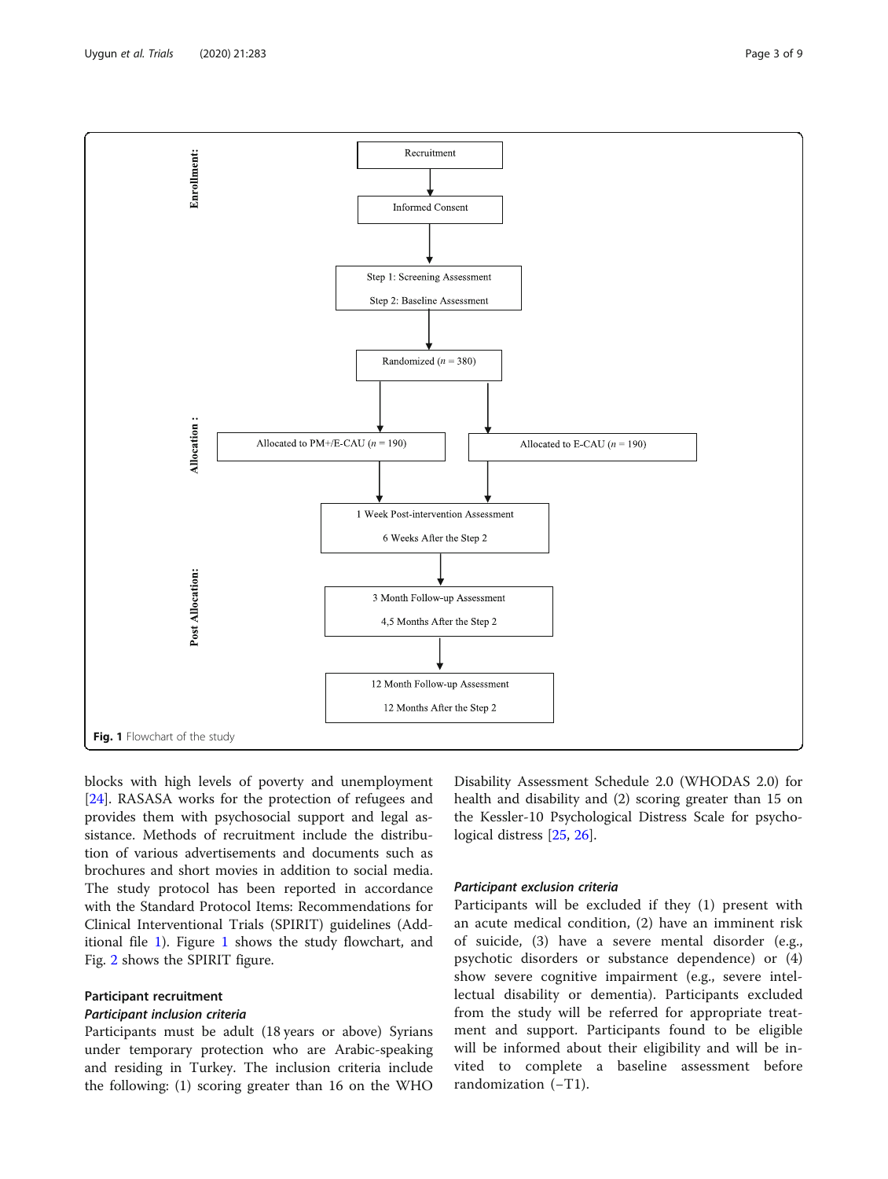**Fig. 1** Flowchart of the study

blocks with high levels of poverty and unemployment [24]. RASASA works for the protection of refugees and provides them with psychosocial support and legal assistance. Methods of recruitment include the distribution of various advertisements and documents such as brochures and short movies in addition to social media. The study protocol has been reported in accordance with the Standard Protocol Items: Recommendations for Clinical Interventional Trials (SPIRIT) guidelines (Additional file 1). Figure 1 shows the study flowchart, and Fig. 2 shows the SPIRIT figure.

## Participant recruitment

### *Participant inclusion criteria*

Participants must be adult (18 years or above) Syrians under temporary protection who are Arabic-speaking and residing in Turkey. The inclusion criteria include the following: (1) scoring greater than 16 on the WHO Disability Assessment Schedule 2.0 (WHODAS 2.0) for health and disability and (2) scoring greater than 15 on the Kessler-10 Psychological Distress Scale for psychological distress [25, 26].

### *Participant exclusion criteria*

Participants will be excluded if they (1) present with an acute medical condition, (2) have an imminent risk of suicide, (3) have a severe mental disorder (e.g., psychotic disorders or substance dependence) or (4) show severe cognitive impairment (e.g., severe intellectual disability or dementia). Participants excluded from the study will be referred for appropriate treatment and support. Participants found to be eligible will be informed about their eligibility and will be invited to complete a baseline assessment before randomization (−T1).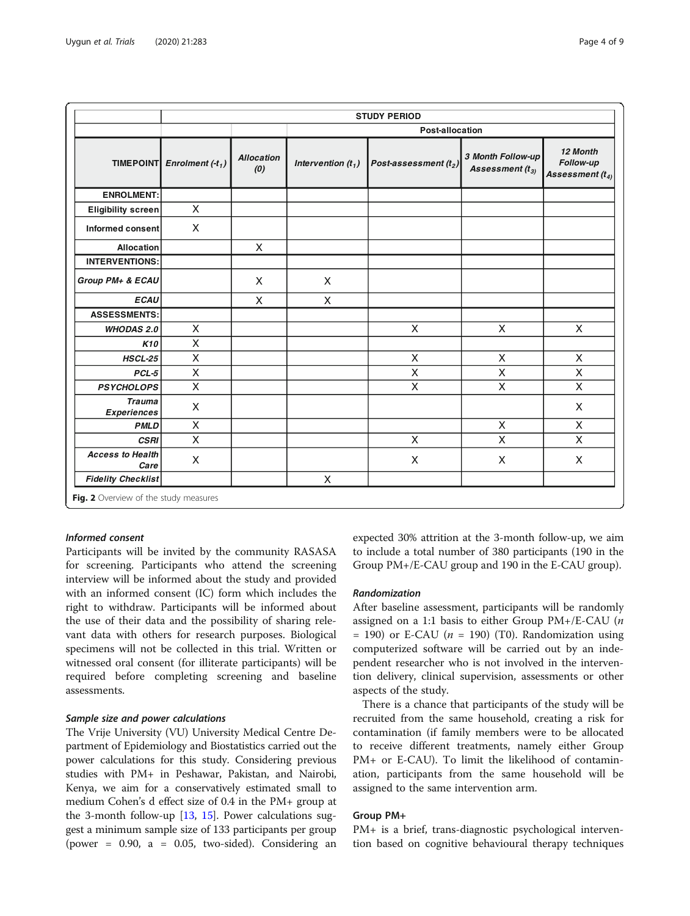|  | STUDY PERIOD | | | | | |
|---|---|---|---|---|---|---|
|  |  |  | Post-allocation | | | |
| **TIMEPOINT** | *Enrolment ($-t_1$)* | *Allocation (0)* | *Intervention ($t_1$)* | *Post-assessment ($t_2$)* | *3 Month Follow-up Assessment ($t_3$)* | *12 Month Follow-up Assessment ($t_4$)* |
| **ENROLMENT:** |  |  |  |  |  |  |
| **Eligibility screen** | X |  |  |  |  |  |
| **Informed consent** | X |  |  |  |  |  |
| **Allocation** |  | X |  |  |  |  |
| **INTERVENTIONS:** |  |  |  |  |  |  |
| ***Group PM+ & ECAU*** |  | X | X |  |  |  |
| ***ECAU*** |  | X | X |  |  |  |
| **ASSESSMENTS:** |  |  |  |  |  |  |
| ***WHODAS 2.0*** | X |  |  | X | X | X |
| ***K10*** | X |  |  |  |  |  |
| ***HSCL-25*** | X |  |  | X | X | X |
| ***PCL-5*** | X |  |  | X | X | X |
| ***PSYCHOLOPS*** | X |  |  | X | X | X |
| ***Trauma Experiences*** | X |  |  |  |  | X |
| ***PMLD*** | X |  |  |  | X | X |
| ***CSRI*** | X |  |  | X | X | X |
| ***Access to Health Care*** | X |  |  | X | X | X |
| ***Fidelity Checklist*** |  |  | X |  |  |  |

**Fig. 2** Overview of the study measures

### *Informed consent*

Participants will be invited by the community RASASA for screening. Participants who attend the screening interview will be informed about the study and provided with an informed consent (IC) form which includes the right to withdraw. Participants will be informed about the use of their data and the possibility of sharing relevant data with others for research purposes. Biological specimens will not be collected in this trial. Written or witnessed oral consent (for illiterate participants) will be required before completing screening and baseline assessments.

### *Sample size and power calculations*

The Vrije University (VU) University Medical Centre Department of Epidemiology and Biostatistics carried out the power calculations for this study. Considering previous studies with PM+ in Peshawar, Pakistan, and Nairobi, Kenya, we aim for a conservatively estimated small to medium Cohen's d effect size of 0.4 in the PM+ group at the 3-month follow-up [13, 15]. Power calculations suggest a minimum sample size of 133 participants per group (power = 0.90, a = 0.05, two-sided). Considering an expected 30% attrition at the 3-month follow-up, we aim to include a total number of 380 participants (190 in the Group PM+/E-CAU group and 190 in the E-CAU group).

### *Randomization*

After baseline assessment, participants will be randomly assigned on a 1:1 basis to either Group PM+/E-CAU ($n$ = 190) or E-CAU ($n$ = 190) (T0). Randomization using computerized software will be carried out by an independent researcher who is not involved in the intervention delivery, clinical supervision, assessments or other aspects of the study.

There is a chance that participants of the study will be recruited from the same household, creating a risk for contamination (if family members were to be allocated to receive different treatments, namely either Group PM+ or E-CAU). To limit the likelihood of contamination, participants from the same household will be assigned to the same intervention arm.

### Group PM+

PM+ is a brief, trans-diagnostic psychological intervention based on cognitive behavioural therapy techniques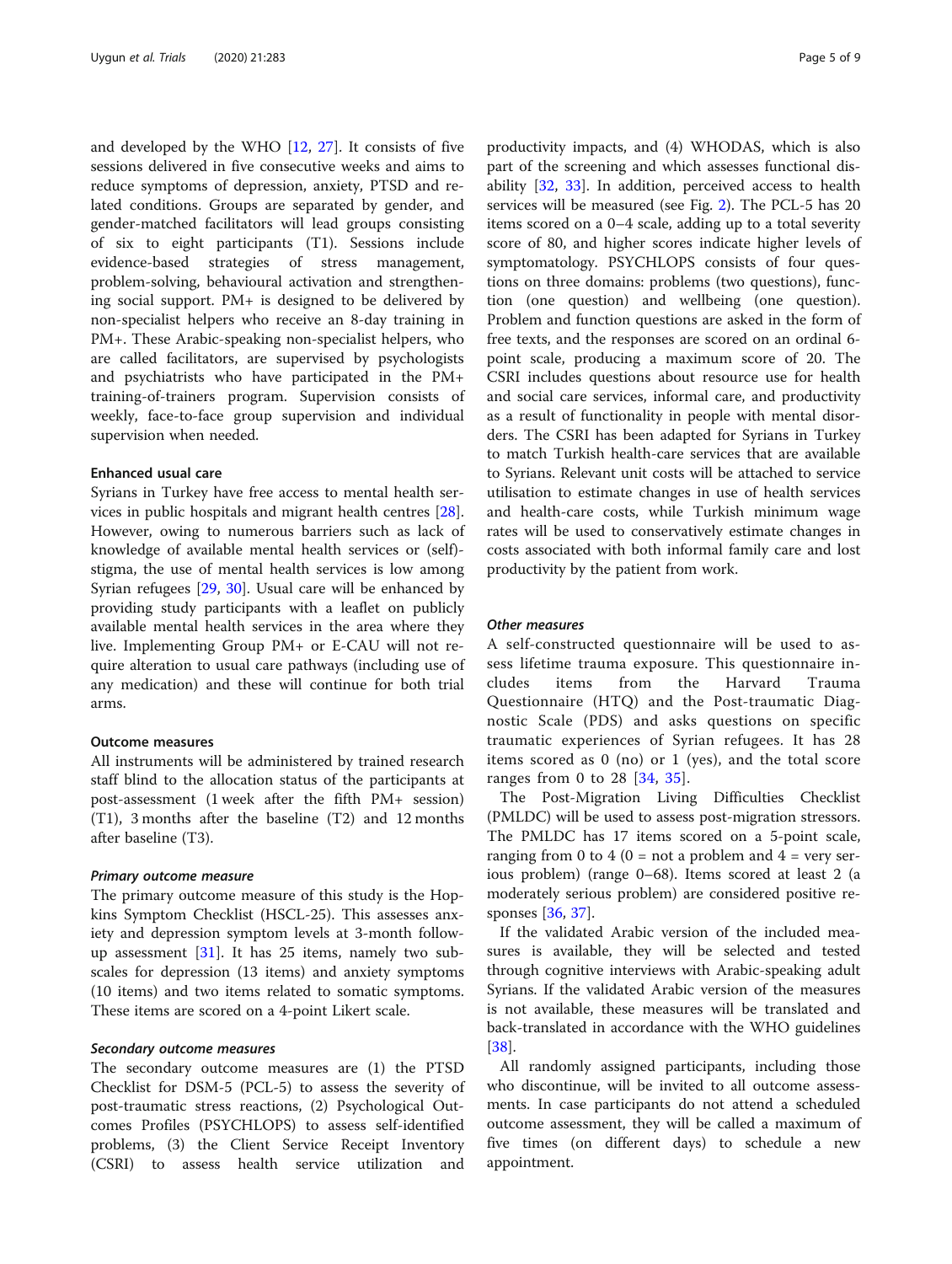and developed by the WHO [12, 27]. It consists of five sessions delivered in five consecutive weeks and aims to reduce symptoms of depression, anxiety, PTSD and related conditions. Groups are separated by gender, and gender-matched facilitators will lead groups consisting of six to eight participants (T1). Sessions include evidence-based strategies of stress management, problem-solving, behavioural activation and strengthening social support. PM+ is designed to be delivered by non-specialist helpers who receive an 8-day training in PM+. These Arabic-speaking non-specialist helpers, who are called facilitators, are supervised by psychologists and psychiatrists who have participated in the PM+ training-of-trainers program. Supervision consists of weekly, face-to-face group supervision and individual supervision when needed.

#### Enhanced usual care

Syrians in Turkey have free access to mental health services in public hospitals and migrant health centres [28]. However, owing to numerous barriers such as lack of knowledge of available mental health services or (self)-stigma, the use of mental health services is low among Syrian refugees [29, 30]. Usual care will be enhanced by providing study participants with a leaflet on publicly available mental health services in the area where they live. Implementing Group PM+ or E-CAU will not require alteration to usual care pathways (including use of any medication) and these will continue for both trial arms.

#### Outcome measures

All instruments will be administered by trained research staff blind to the allocation status of the participants at post-assessment (1 week after the fifth PM+ session) (T1), 3 months after the baseline (T2) and 12 months after baseline (T3).

##### *Primary outcome measure*

The primary outcome measure of this study is the Hopkins Symptom Checklist (HSCL-25). This assesses anxiety and depression symptom levels at 3-month follow-up assessment [31]. It has 25 items, namely two subscales for depression (13 items) and anxiety symptoms (10 items) and two items related to somatic symptoms. These items are scored on a 4-point Likert scale.

##### *Secondary outcome measures*

The secondary outcome measures are (1) the PTSD Checklist for DSM-5 (PCL-5) to assess the severity of post-traumatic stress reactions, (2) Psychological Outcomes Profiles (PSYCHLOPS) to assess self-identified problems, (3) the Client Service Receipt Inventory (CSRI) to assess health service utilization and productivity impacts, and (4) WHODAS, which is also part of the screening and which assesses functional disability [32, 33]. In addition, perceived access to health services will be measured (see Fig. 2). The PCL-5 has 20 items scored on a 0–4 scale, adding up to a total severity score of 80, and higher scores indicate higher levels of symptomatology. PSYCHLOPS consists of four questions on three domains: problems (two questions), function (one question) and wellbeing (one question). Problem and function questions are asked in the form of free texts, and the responses are scored on an ordinal 6-point scale, producing a maximum score of 20. The CSRI includes questions about resource use for health and social care services, informal care, and productivity as a result of functionality in people with mental disorders. The CSRI has been adapted for Syrians in Turkey to match Turkish health-care services that are available to Syrians. Relevant unit costs will be attached to service utilisation to estimate changes in use of health services and health-care costs, while Turkish minimum wage rates will be used to conservatively estimate changes in costs associated with both informal family care and lost productivity by the patient from work.

##### *Other measures*

A self-constructed questionnaire will be used to assess lifetime trauma exposure. This questionnaire includes items from the Harvard Trauma Questionnaire (HTQ) and the Post-traumatic Diagnostic Scale (PDS) and asks questions on specific traumatic experiences of Syrian refugees. It has 28 items scored as 0 (no) or 1 (yes), and the total score ranges from 0 to 28 [34, 35].

The Post-Migration Living Difficulties Checklist (PMLDC) will be used to assess post-migration stressors. The PMLDC has 17 items scored on a 5-point scale, ranging from 0 to 4 (0 = not a problem and 4 = very serious problem) (range 0–68). Items scored at least 2 (a moderately serious problem) are considered positive responses [36, 37].

If the validated Arabic version of the included measures is available, they will be selected and tested through cognitive interviews with Arabic-speaking adult Syrians. If the validated Arabic version of the measures is not available, these measures will be translated and back-translated in accordance with the WHO guidelines [38].

All randomly assigned participants, including those who discontinue, will be invited to all outcome assessments. In case participants do not attend a scheduled outcome assessment, they will be called a maximum of five times (on different days) to schedule a new appointment.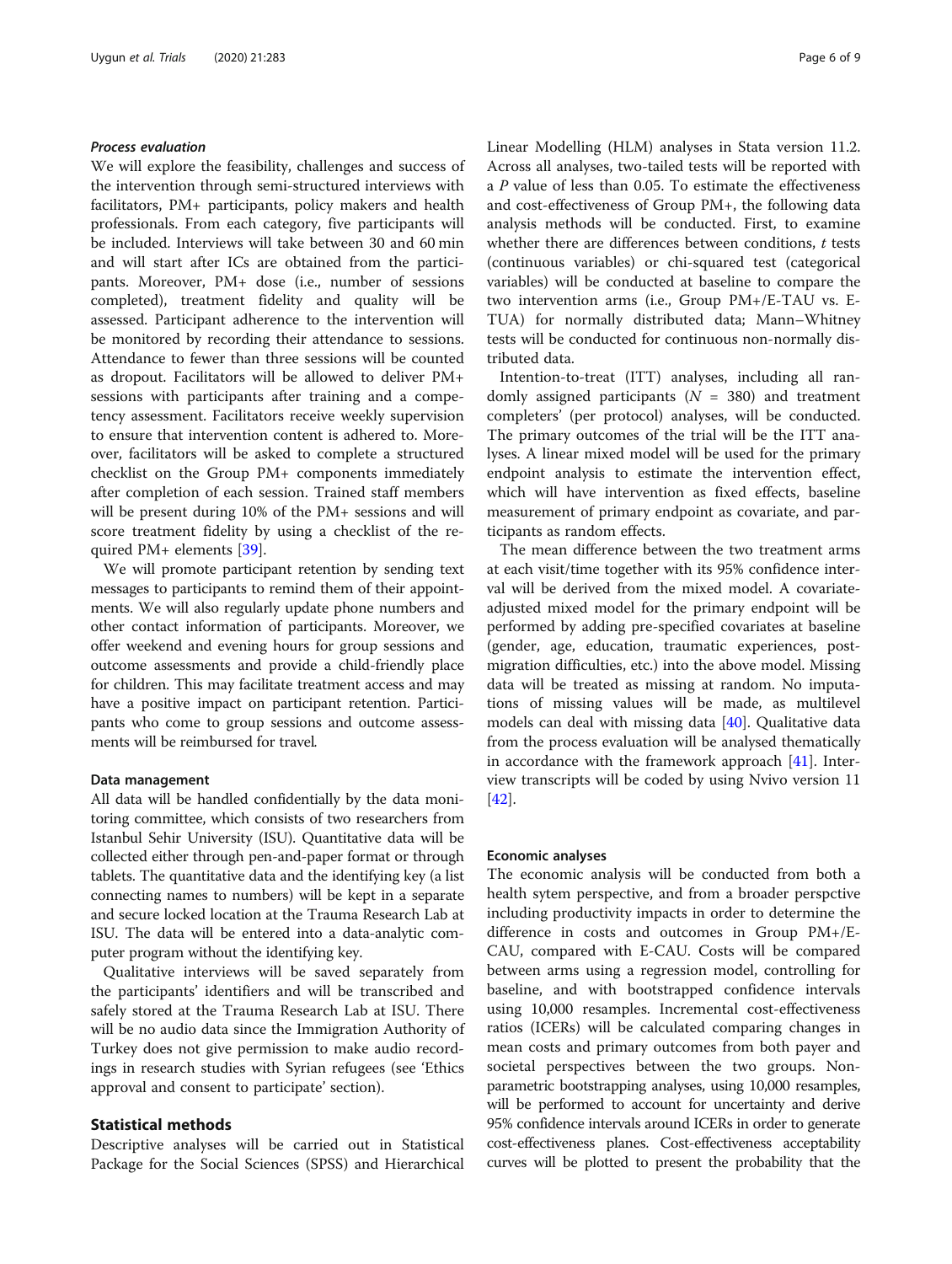### *Process evaluation*

We will explore the feasibility, challenges and success of the intervention through semi-structured interviews with facilitators, PM+ participants, policy makers and health professionals. From each category, five participants will be included. Interviews will take between 30 and 60 min and will start after ICs are obtained from the participants. Moreover, PM+ dose (i.e., number of sessions completed), treatment fidelity and quality will be assessed. Participant adherence to the intervention will be monitored by recording their attendance to sessions. Attendance to fewer than three sessions will be counted as dropout. Facilitators will be allowed to deliver PM+ sessions with participants after training and a competency assessment. Facilitators receive weekly supervision to ensure that intervention content is adhered to. Moreover, facilitators will be asked to complete a structured checklist on the Group PM+ components immediately after completion of each session. Trained staff members will be present during 10% of the PM+ sessions and will score treatment fidelity by using a checklist of the required PM+ elements [39].

We will promote participant retention by sending text messages to participants to remind them of their appointments. We will also regularly update phone numbers and other contact information of participants. Moreover, we offer weekend and evening hours for group sessions and outcome assessments and provide a child-friendly place for children. This may facilitate treatment access and may have a positive impact on participant retention. Participants who come to group sessions and outcome assessments will be reimbursed for travel.

#### Data management

All data will be handled confidentially by the data monitoring committee, which consists of two researchers from Istanbul Sehir University (ISU). Quantitative data will be collected either through pen-and-paper format or through tablets. The quantitative data and the identifying key (a list connecting names to numbers) will be kept in a separate and secure locked location at the Trauma Research Lab at ISU. The data will be entered into a data-analytic computer program without the identifying key.

Qualitative interviews will be saved separately from the participants' identifiers and will be transcribed and safely stored at the Trauma Research Lab at ISU. There will be no audio data since the Immigration Authority of Turkey does not give permission to make audio recordings in research studies with Syrian refugees (see 'Ethics approval and consent to participate' section).

## Statistical methods

Descriptive analyses will be carried out in Statistical Package for the Social Sciences (SPSS) and Hierarchical Linear Modelling (HLM) analyses in Stata version 11.2. Across all analyses, two-tailed tests will be reported with a $P$ value of less than 0.05. To estimate the effectiveness and cost-effectiveness of Group PM+, the following data analysis methods will be conducted. First, to examine whether there are differences between conditions, $t$ tests (continuous variables) or chi-squared test (categorical variables) will be conducted at baseline to compare the two intervention arms (i.e., Group PM+/E-TAU vs. E-TUA) for normally distributed data; Mann–Whitney tests will be conducted for continuous non-normally distributed data.

Intention-to-treat (ITT) analyses, including all randomly assigned participants ($N$ = 380) and treatment completers' (per protocol) analyses, will be conducted. The primary outcomes of the trial will be the ITT analyses. A linear mixed model will be used for the primary endpoint analysis to estimate the intervention effect, which will have intervention as fixed effects, baseline measurement of primary endpoint as covariate, and participants as random effects.

The mean difference between the two treatment arms at each visit/time together with its 95% confidence interval will be derived from the mixed model. A covariate-adjusted mixed model for the primary endpoint will be performed by adding pre-specified covariates at baseline (gender, age, education, traumatic experiences, post-migration difficulties, etc.) into the above model. Missing data will be treated as missing at random. No imputations of missing values will be made, as multilevel models can deal with missing data [40]. Qualitative data from the process evaluation will be analysed thematically in accordance with the framework approach [41]. Interview transcripts will be coded by using Nvivo version 11 [42].

#### Economic analyses

The economic analysis will be conducted from both a health sytem perspective, and from a broader perspctive including productivity impacts in order to determine the difference in costs and outcomes in Group PM+/E-CAU, compared with E-CAU. Costs will be compared between arms using a regression model, controlling for baseline, and with bootstrapped confidence intervals using 10,000 resamples. Incremental cost-effectiveness ratios (ICERs) will be calculated comparing changes in mean costs and primary outcomes from both payer and societal perspectives between the two groups. Non-parametric bootstrapping analyses, using 10,000 resamples, will be performed to account for uncertainty and derive 95% confidence intervals around ICERs in order to generate cost-effectiveness planes. Cost-effectiveness acceptability curves will be plotted to present the probability that the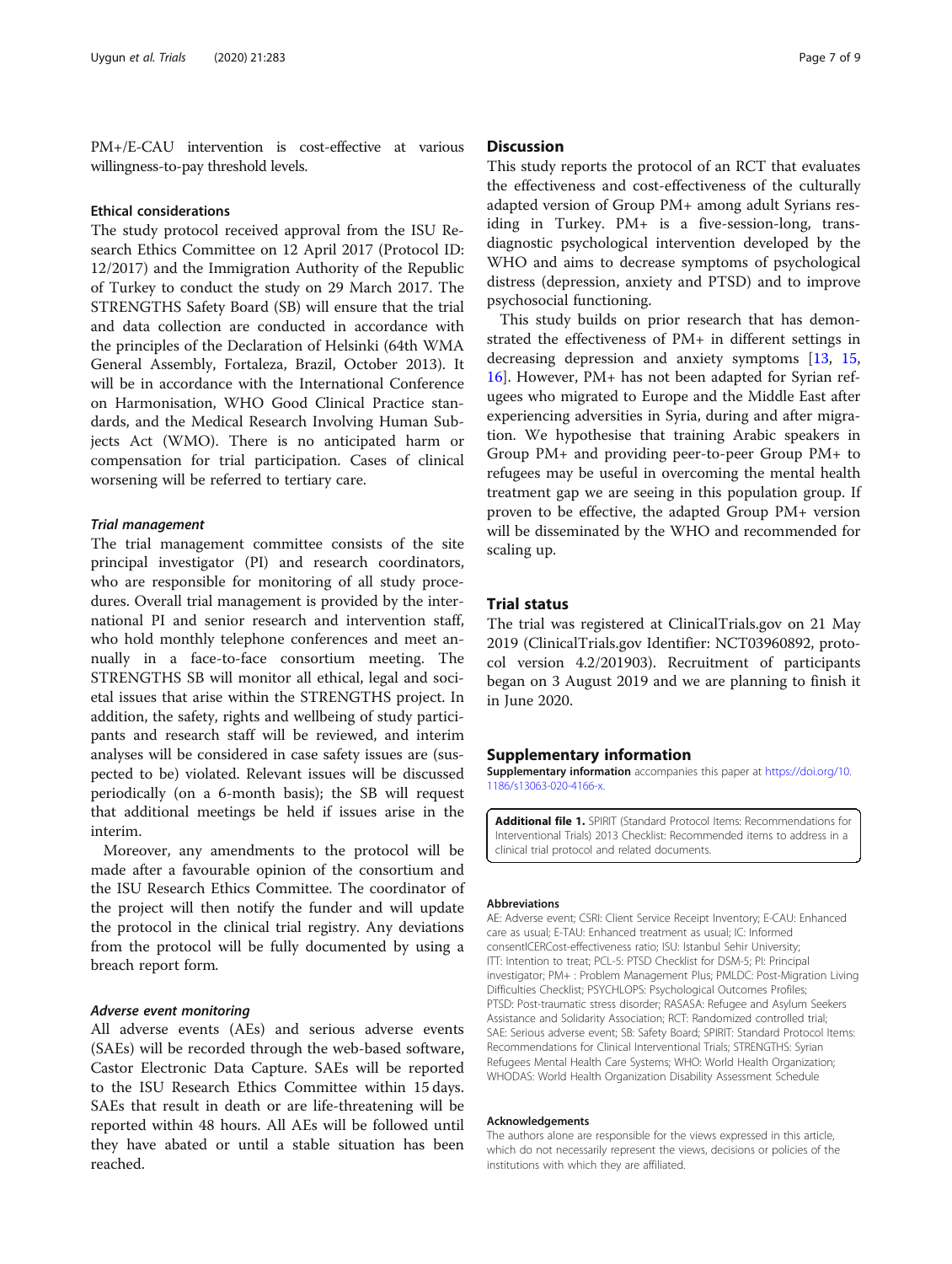PM+/E-CAU intervention is cost-effective at various willingness-to-pay threshold levels.

### Ethical considerations

The study protocol received approval from the ISU Research Ethics Committee on 12 April 2017 (Protocol ID: 12/2017) and the Immigration Authority of the Republic of Turkey to conduct the study on 29 March 2017. The STRENGTHS Safety Board (SB) will ensure that the trial and data collection are conducted in accordance with the principles of the Declaration of Helsinki (64th WMA General Assembly, Fortaleza, Brazil, October 2013). It will be in accordance with the International Conference on Harmonisation, WHO Good Clinical Practice standards, and the Medical Research Involving Human Subjects Act (WMO). There is no anticipated harm or compensation for trial participation. Cases of clinical worsening will be referred to tertiary care.

#### *Trial management*

The trial management committee consists of the site principal investigator (PI) and research coordinators, who are responsible for monitoring of all study procedures. Overall trial management is provided by the international PI and senior research and intervention staff, who hold monthly telephone conferences and meet annually in a face-to-face consortium meeting. The STRENGTHS SB will monitor all ethical, legal and societal issues that arise within the STRENGTHS project. In addition, the safety, rights and wellbeing of study participants and research staff will be reviewed, and interim analyses will be considered in case safety issues are (suspected to be) violated. Relevant issues will be discussed periodically (on a 6-month basis); the SB will request that additional meetings be held if issues arise in the interim.

Moreover, any amendments to the protocol will be made after a favourable opinion of the consortium and the ISU Research Ethics Committee. The coordinator of the project will then notify the funder and will update the protocol in the clinical trial registry. Any deviations from the protocol will be fully documented by using a breach report form.

#### *Adverse event monitoring*

All adverse events (AEs) and serious adverse events (SAEs) will be recorded through the web-based software, Castor Electronic Data Capture. SAEs will be reported to the ISU Research Ethics Committee within 15 days. SAEs that result in death or are life-threatening will be reported within 48 hours. All AEs will be followed until they have abated or until a stable situation has been reached.

## Discussion

This study reports the protocol of an RCT that evaluates the effectiveness and cost-effectiveness of the culturally adapted version of Group PM+ among adult Syrians residing in Turkey. PM+ is a five-session-long, transdiagnostic psychological intervention developed by the WHO and aims to decrease symptoms of psychological distress (depression, anxiety and PTSD) and to improve psychosocial functioning.

This study builds on prior research that has demonstrated the effectiveness of PM+ in different settings in decreasing depression and anxiety symptoms [13, 15, 16]. However, PM+ has not been adapted for Syrian refugees who migrated to Europe and the Middle East after experiencing adversities in Syria, during and after migration. We hypothesise that training Arabic speakers in Group PM+ and providing peer-to-peer Group PM+ to refugees may be useful in overcoming the mental health treatment gap we are seeing in this population group. If proven to be effective, the adapted Group PM+ version will be disseminated by the WHO and recommended for scaling up.

## Trial status

The trial was registered at ClinicalTrials.gov on 21 May 2019 (ClinicalTrials.gov Identifier: NCT03960892, protocol version 4.2/201903). Recruitment of participants began on 3 August 2019 and we are planning to finish it in June 2020.

## Supplementary information

**Supplementary information** accompanies this paper at https://doi.org/10.1186/s13063-020-4166-x.

**Additional file 1.** SPIRIT (Standard Protocol Items: Recommendations for Interventional Trials) 2013 Checklist: Recommended items to address in a clinical trial protocol and related documents.

#### Abbreviations

AE: Adverse event; CSRI: Client Service Receipt Inventory; E-CAU: Enhanced care as usual; E-TAU: Enhanced treatment as usual; IC: Informed consentICERCost-effectiveness ratio; ISU: Istanbul Sehir University; ITT: Intention to treat; PCL-5: PTSD Checklist for DSM-5; PI: Principal investigator; PM+ : Problem Management Plus; PMLDC: Post-Migration Living Difficulties Checklist; PSYCHLOPS: Psychological Outcomes Profiles; PTSD: Post-traumatic stress disorder; RASASA: Refugee and Asylum Seekers Assistance and Solidarity Association; RCT: Randomized controlled trial; SAE: Serious adverse event; SB: Safety Board; SPIRIT: Standard Protocol Items: Recommendations for Clinical Interventional Trials; STRENGTHS: Syrian Refugees Mental Health Care Systems; WHO: World Health Organization; WHODAS: World Health Organization Disability Assessment Schedule

#### Acknowledgements

The authors alone are responsible for the views expressed in this article, which do not necessarily represent the views, decisions or policies of the institutions with which they are affiliated.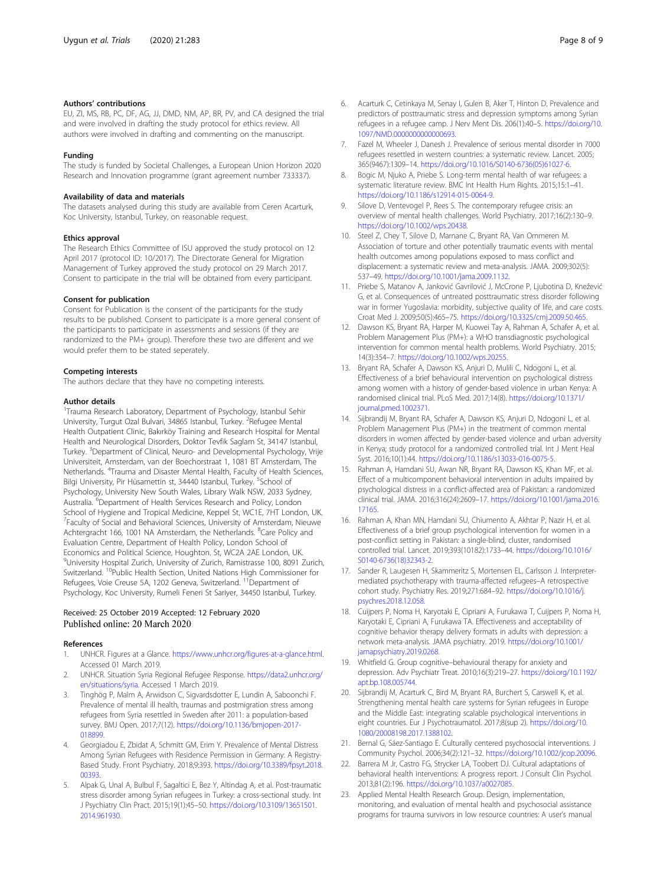### Authors' contributions

EU, ZI, MS, RB, PC, DF, AG, JJ, DMD, NM, AP, BR, PV, and CA designed the trial and were involved in drafting the study protocol for ethics review. All authors were involved in drafting and commenting on the manuscript.

### Funding

The study is funded by Societal Challenges, a European Union Horizon 2020 Research and Innovation programme (grant agreement number 733337).

### Availability of data and materials

The datasets analysed during this study are available from Ceren Acarturk, Koc University, Istanbul, Turkey, on reasonable request.

### Ethics approval

The Research Ethics Committee of ISU approved the study protocol on 12 April 2017 (protocol ID: 10/2017). The Directorate General for Migration Management of Turkey approved the study protocol on 29 March 2017. Consent to participate in the trial will be obtained from every participant.

### Consent for publication

Consent for Publication is the consent of the participants for the study results to be published. Consent to participate is a more general consent of the participants to participate in assessments and sessions (if they are randomized to the PM+ group). Therefore these two are different and we would prefer them to be stated seperately.

### Competing interests

The authors declare that they have no competing interests.

### Author details

[1]Trauma Research Laboratory, Department of Psychology, Istanbul Sehir University, Turgut Ozal Bulvari, 34865 Istanbul, Turkey. [2]Refugee Mental Health Outpatient Clinic, Bakırköy Training and Research Hospital for Mental Health and Neurological Disorders, Doktor Tevfik Saglam St, 34147 Istanbul, Turkey. [3]Department of Clinical, Neuro- and Developmental Psychology, Vrije Universiteit, Amsterdam, van der Boechorstraat 1, 1081 BT Amsterdam, The Netherlands. [4]Trauma and Disaster Mental Health, Faculty of Health Sciences, Bilgi University, Pir Hüsamettin st, 34440 Istanbul, Turkey. [5]School of Psychology, University New South Wales, Library Walk NSW, 2033 Sydney, Australia. [6]Department of Health Services Research and Policy, London School of Hygiene and Tropical Medicine, Keppel St, WC1E, 7HT London, UK. [7]Faculty of Social and Behavioral Sciences, University of Amsterdam, Nieuwe Achtergracht 166, 1001 NA Amsterdam, the Netherlands. [8]Care Policy and Evaluation Centre, Department of Health Policy, London School of Economics and Political Science, Houghton. St, WC2A 2AE London, UK. [9]University Hospital Zurich, University of Zurich, Ramistrasse 100, 8091 Zurich, Switzerland. [10]Public Health Section, United Nations High Commissioner for Refugees, Voie Creuse 5A, 1202 Geneva, Switzerland. [11]Department of Psychology, Koc University, Rumeli Feneri St Sariyer, 34450 Istanbul, Turkey.

Received: 25 October 2019 Accepted: 12 February 2020
Published online: 20 March 2020

### References

1. UNHCR. Figures at a Glance. https://www.unhcr.org/figures-at-a-glance.html. Accessed 01 March 2019.
2. UNHCR. Situation Syria Regional Refugee Response. https://data2.unhcr.org/en/situations/syria. Accessed 1 March 2019.
3. Tinghög P, Malm A, Arwidson C, Sigvardsdotter E, Lundin A, Saboonchi F. Prevalence of mental ill health, traumas and postmigration stress among refugees from Syria resettled in Sweden after 2011: a population-based survey. BMJ Open. 2017;7(12). https://doi.org/10.1136/bmjopen-2017-018899.
4. Georgiadou E, Zbidat A, Schmitt GM, Erim Y. Prevalence of Mental Distress Among Syrian Refugees with Residence Permission in Germany: A Registry-Based Study. Front Psychiatry. 2018;9:393. https://doi.org/10.3389/fpsyt.2018.00393.
5. Alpak G, Unal A, Bulbul F, Sagaltici E, Bez Y, Altindag A, et al. Post-traumatic stress disorder among Syrian refugees in Turkey: a cross-sectional study. Int J Psychiatry Clin Pract. 2015;19(1):45–50. https://doi.org/10.3109/13651501.2014.961930.
6. Acarturk C, Cetinkaya M, Senay I, Gulen B, Aker T, Hinton D. Prevalence and predictors of posttraumatic stress and depression symptoms among Syrian refugees in a refugee camp. J Nerv Ment Dis. 206(1):40–5. https://doi.org/10.1097/NMD.0000000000000693.
7. Fazel M, Wheeler J, Danesh J. Prevalence of serious mental disorder in 7000 refugees resettled in western countries: a systematic review. Lancet. 2005;365(9467):1309–14. https://doi.org/10.1016/S0140-6736(05)61027-6.
8. Bogic M, Njuko A, Priebe S. Long-term mental health of war refugees: a systematic literature review. BMC Int Health Hum Rights. 2015;15:1–41. https://doi.org/10.1186/s12914-015-0064-9.
9. Silove D, Ventevogel P, Rees S. The contemporary refugee crisis: an overview of mental health challenges. World Psychiatry. 2017;16(2):130–9. https://doi.org/10.1002/wps.20438.
10. Steel Z, Chey T, Silove D, Marnane C, Bryant RA, Van Ommeren M. Association of torture and other potentially traumatic events with mental health outcomes among populations exposed to mass conflict and displacement: a systematic review and meta-analysis. JAMA. 2009;302(5):537–49. https://doi.org/10.1001/jama.2009.1132.
11. Priebe S, Matanov A, Janković Gavrilović J, McCrone P, Ljubotina D, Knežević G, et al. Consequences of untreated posttraumatic stress disorder following war in former Yugoslavia: morbidity, subjective quality of life, and care costs. Croat Med J. 2009;50(5):465–75. https://doi.org/10.3325/cmj.2009.50.465.
12. Dawson KS, Bryant RA, Harper M, Kuowei Tay A, Rahman A, Schafer A, et al. Problem Management Plus (PM+): a WHO transdiagnostic psychological intervention for common mental health problems. World Psychiatry. 2015;14(3):354–7. https://doi.org/10.1002/wps.20255.
13. Bryant RA, Schafer A, Dawson KS, Anjuri D, Mulili C, Ndogoni L, et al. Effectiveness of a brief behavioural intervention on psychological distress among women with a history of gender-based violence in urban Kenya: A randomised clinical trial. PLoS Med. 2017;14(8). https://doi.org/10.1371/journal.pmed.1002371.
14. Sijbrandij M, Bryant RA, Schafer A, Dawson KS, Anjuri D, Ndogoni L, et al. Problem Management Plus (PM+) in the treatment of common mental disorders in women affected by gender-based violence and urban adversity in Kenya; study protocol for a randomized controlled trial. Int J Ment Heal Syst. 2016;10(1):44. https://doi.org/10.1186/s13033-016-0075-5.
15. Rahman A, Hamdani SU, Awan NR, Bryant RA, Dawson KS, Khan MF, et al. Effect of a multicomponent behavioral intervention in adults impaired by psychological distress in a conflict-affected area of Pakistan: a randomized clinical trial. JAMA. 2016;316(24):2609–17. https://doi.org/10.1001/jama.2016.17165.
16. Rahman A, Khan MN, Hamdani SU, Chiumento A, Akhtar P, Nazir H, et al. Effectiveness of a brief group psychological intervention for women in a post-conflict setting in Pakistan: a single-blind, cluster, randomised controlled trial. Lancet. 2019;393(10182):1733–44. https://doi.org/10.1016/S0140-6736(18)32343-2.
17. Sander R, Laugesen H, Skammeritz S, Mortensen EL, Carlsson J. Interpreter-mediated psychotherapy with trauma-affected refugees–A retrospective cohort study. Psychiatry Res. 2019;271:684–92. https://doi.org/10.1016/j.psychres.2018.12.058.
18. Cuijpers P, Noma H, Karyotaki E, Cipriani A, Furukawa T, Cuijpers P, Noma H, Karyotaki E, Cipriani A, Furukawa TA. Effectiveness and acceptability of cognitive behavior therapy delivery formats in adults with depression: a network meta-analysis. JAMA psychiatry. 2019. https://doi.org/10.1001/jamapsychiatry.2019.0268.
19. Whitfield G. Group cognitive–behavioural therapy for anxiety and depression. Adv Psychiatr Treat. 2010;16(3):219–27. https://doi.org/10.1192/apt.bp.108.005744.
20. Sijbrandij M, Acarturk C, Bird M, Bryant RA, Burchert S, Carswell K, et al. Strengthening mental health care systems for Syrian refugees in Europe and the Middle East: integrating scalable psychological interventions in eight countries. Eur J Psychotraumatol. 2017;8(sup 2). https://doi.org/10.1080/20008198.2017.1388102.
21. Bernal G, Sáez-Santiago E. Culturally centered psychosocial interventions. J Community Psychol. 2006;34(2):121–32. https://doi.org/10.1002/jcop.20096.
22. Barrera M Jr, Castro FG, Strycker LA, Toobert DJ. Cultural adaptations of behavioral health interventions: A progress report. J Consult Clin Psychol. 2013;81(2):196. https://doi.org/10.1037/a0027085.
23. Applied Mental Health Research Group. Design, implementation, monitoring, and evaluation of mental health and psychosocial assistance programs for trauma survivors in low resource countries: A user's manual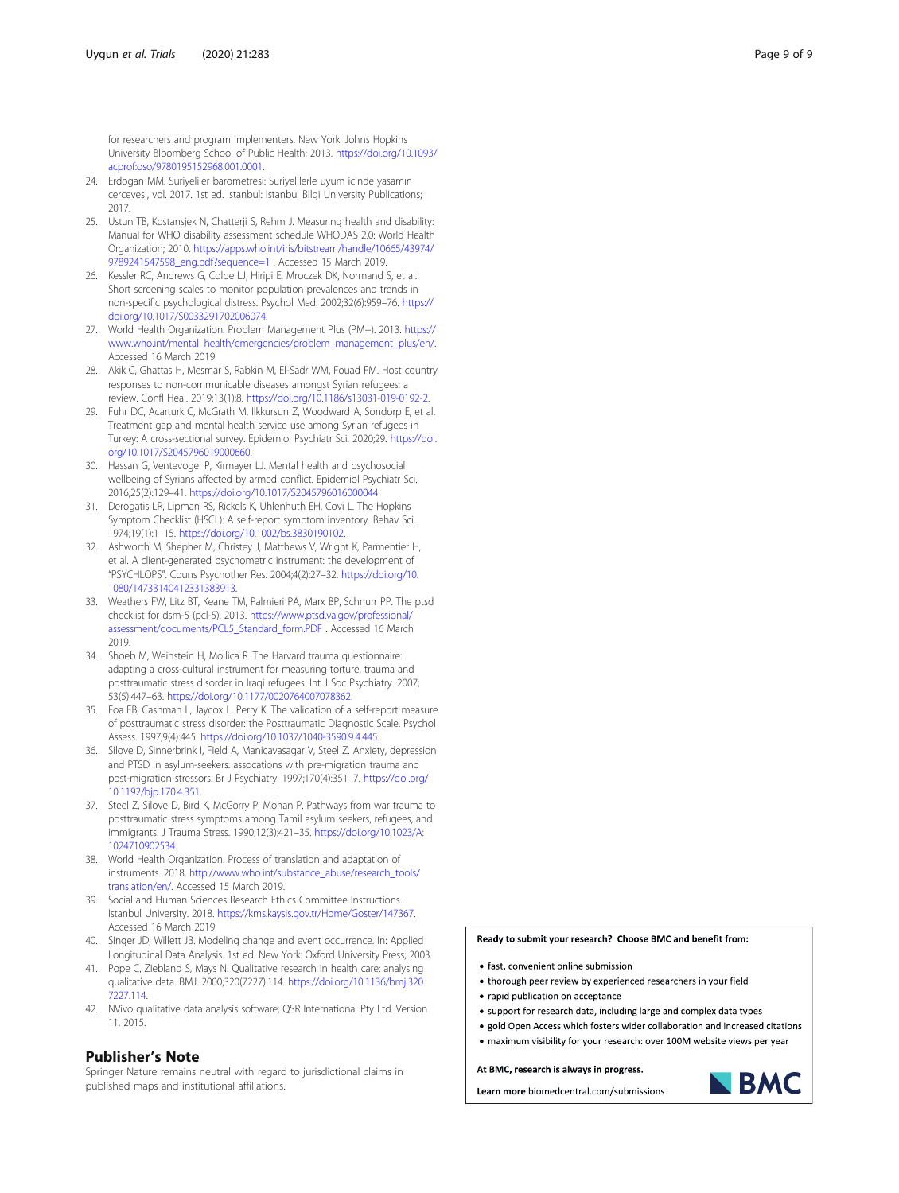for researchers and program implementers. New York: Johns Hopkins University Bloomberg School of Public Health; 2013. https://doi.org/10.1093/acprof:oso/9780195152968.001.0001.

24. Erdogan MM. Suriyeliler barometresi: Suriyelilerle uyum icinde yasamın cercevesi, vol. 2017. 1st ed. Istanbul: Istanbul Bilgi University Publications; 2017.
25. Ustun TB, Kostansjek N, Chatterji S, Rehm J. Measuring health and disability: Manual for WHO disability assessment schedule WHODAS 2.0: World Health Organization; 2010. https://apps.who.int/iris/bitstream/handle/10665/43974/9789241547598_eng.pdf?sequence=1 . Accessed 15 March 2019.
26. Kessler RC, Andrews G, Colpe LJ, Hiripi E, Mroczek DK, Normand S, et al. Short screening scales to monitor population prevalences and trends in non-specific psychological distress. Psychol Med. 2002;32(6):959–76. https://doi.org/10.1017/S0033291702006074.
27. World Health Organization. Problem Management Plus (PM+). 2013. https://www.who.int/mental_health/emergencies/problem_management_plus/en/. Accessed 16 March 2019.
28. Akik C, Ghattas H, Mesmar S, Rabkin M, El-Sadr WM, Fouad FM. Host country responses to non-communicable diseases amongst Syrian refugees: a review. Confl Heal. 2019;13(1):8. https://doi.org/10.1186/s13031-019-0192-2.
29. Fuhr DC, Acarturk C, McGrath M, Ilkkursun Z, Woodward A, Sondorp E, et al. Treatment gap and mental health service use among Syrian refugees in Turkey: A cross-sectional survey. Epidemiol Psychiatr Sci. 2020;29. https://doi.org/10.1017/S2045796019000660.
30. Hassan G, Ventevogel P, Kirmayer LJ. Mental health and psychosocial wellbeing of Syrians affected by armed conflict. Epidemiol Psychiatr Sci. 2016;25(2):129–41. https://doi.org/10.1017/S2045796016000044.
31. Derogatis LR, Lipman RS, Rickels K, Uhlenhuth EH, Covi L. The Hopkins Symptom Checklist (HSCL): A self-report symptom inventory. Behav Sci. 1974;19(1):1–15. https://doi.org/10.1002/bs.3830190102.
32. Ashworth M, Shepher M, Christey J, Matthews V, Wright K, Parmentier H, et al. A client-generated psychometric instrument: the development of "PSYCHLOPS". Couns Psychother Res. 2004;4(2):27–32. https://doi.org/10.1080/14733140412331383913.
33. Weathers FW, Litz BT, Keane TM, Palmieri PA, Marx BP, Schnurr PP. The ptsd checklist for dsm-5 (pcl-5). 2013. https://www.ptsd.va.gov/professional/assessment/documents/PCL5_Standard_form.PDF . Accessed 16 March 2019.
34. Shoeb M, Weinstein H, Mollica R. The Harvard trauma questionnaire: adapting a cross-cultural instrument for measuring torture, trauma and posttraumatic stress disorder in Iraqi refugees. Int J Soc Psychiatry. 2007;53(5):447–63. https://doi.org/10.1177/0020764007078362.
35. Foa EB, Cashman L, Jaycox L, Perry K. The validation of a self-report measure of posttraumatic stress disorder: the Posttraumatic Diagnostic Scale. Psychol Assess. 1997;9(4):445. https://doi.org/10.1037/1040-3590.9.4.445.
36. Silove D, Sinnerbrink I, Field A, Manicavasagar V, Steel Z. Anxiety, depression and PTSD in asylum-seekers: assocations with pre-migration trauma and post-migration stressors. Br J Psychiatry. 1997;170(4):351–7. https://doi.org/10.1192/bjp.170.4.351.
37. Steel Z, Silove D, Bird K, McGorry P, Mohan P. Pathways from war trauma to posttraumatic stress symptoms among Tamil asylum seekers, refugees, and immigrants. J Trauma Stress. 1990;12(3):421–35. https://doi.org/10.1023/A:1024710902534.
38. World Health Organization. Process of translation and adaptation of instruments. 2018. http://www.who.int/substance_abuse/research_tools/translation/en/. Accessed 15 March 2019.
39. Social and Human Sciences Research Ethics Committee Instructions. Istanbul University. 2018. https://kms.kaysis.gov.tr/Home/Goster/147367. Accessed 16 March 2019.
40. Singer JD, Willett JB. Modeling change and event occurrence. In: Applied Longitudinal Data Analysis. 1st ed. New York: Oxford University Press; 2003.
41. Pope C, Ziebland S, Mays N. Qualitative research in health care: analysing qualitative data. BMJ. 2000;320(7227):114. https://doi.org/10.1136/bmj.320.7227.114.
42. NVivo qualitative data analysis software; QSR International Pty Ltd. Version 11, 2015.

## Publisher's Note

Springer Nature remains neutral with regard to jurisdictional claims in published maps and institutional affiliations.

**Ready to submit your research? Choose BMC and benefit from:**

- fast, convenient online submission
- thorough peer review by experienced researchers in your field
- rapid publication on acceptance
- support for research data, including large and complex data types
- gold Open Access which fosters wider collaboration and increased citations
- maximum visibility for your research: over 100M website views per year

**At BMC, research is always in progress.**

**Learn more** biomedcentral.com/submissions

BMC